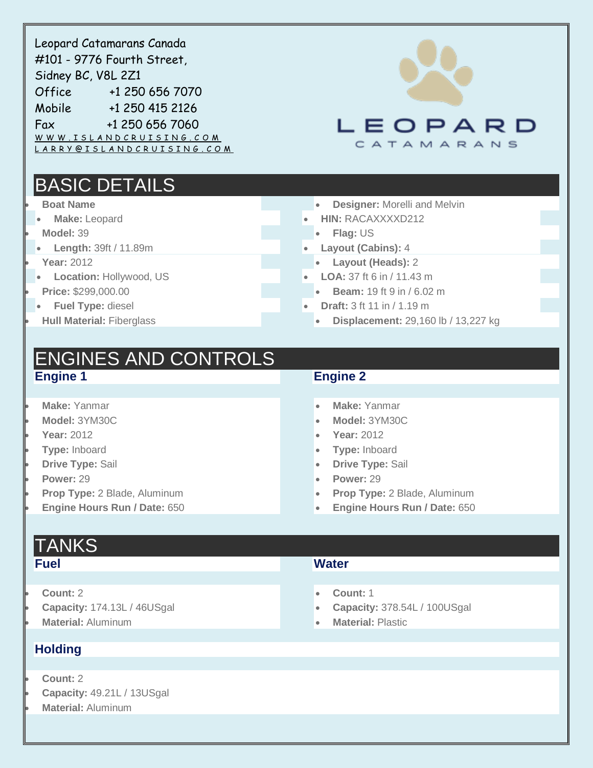Leopard Catamarans Canada
#101 - 9776 Fourth Street,
Sidney BC, V8L 2Z1
Office +1 250 656 7070
Mobile +1 250 415 2126
Fax +1 250 656 7060
WWW.ISLANDCRUISING.COM
LARRY@ISLANDCRUISING.COM

LEOPARD CATAMARANS

# BASIC DETAILS

- **Boat Name**
- **Make:** Leopard
- **Model:** 39
- **Length:** 39ft / 11.89m
- **Year:** 2012
- **Location:** Hollywood, US
- **Price:** $299,000.00
- **Fuel Type:** diesel
- **Hull Material:** Fiberglass
- **Designer:** Morelli and Melvin
- **HIN:** RACAXXXXD212
- **Flag:** US
- **Layout (Cabins):** 4
- **Layout (Heads):** 2
- **LOA:** 37 ft 6 in / 11.43 m
- **Beam:** 19 ft 9 in / 6.02 m
- **Draft:** 3 ft 11 in / 1.19 m
- **Displacement:** 29,160 lb / 13,227 kg

# ENGINES AND CONTROLS

## Engine 1

- **Make:** Yanmar
- **Model:** 3YM30C
- **Year:** 2012
- **Type:** Inboard
- **Drive Type:** Sail
- **Power:** 29
- **Prop Type:** 2 Blade, Aluminum
- **Engine Hours Run / Date:** 650

## Engine 2

- **Make:** Yanmar
- **Model:** 3YM30C
- **Year:** 2012
- **Type:** Inboard
- **Drive Type:** Sail
- **Power:** 29
- **Prop Type:** 2 Blade, Aluminum
- **Engine Hours Run / Date:** 650

# TANKS

## Fuel

- **Count:** 2
- **Capacity:** 174.13L / 46USgal
- **Material:** Aluminum

## Water

- **Count:** 1
- **Capacity:** 378.54L / 100USgal
- **Material:** Plastic

## Holding

- **Count:** 2
- **Capacity:** 49.21L / 13USgal
- **Material:** Aluminum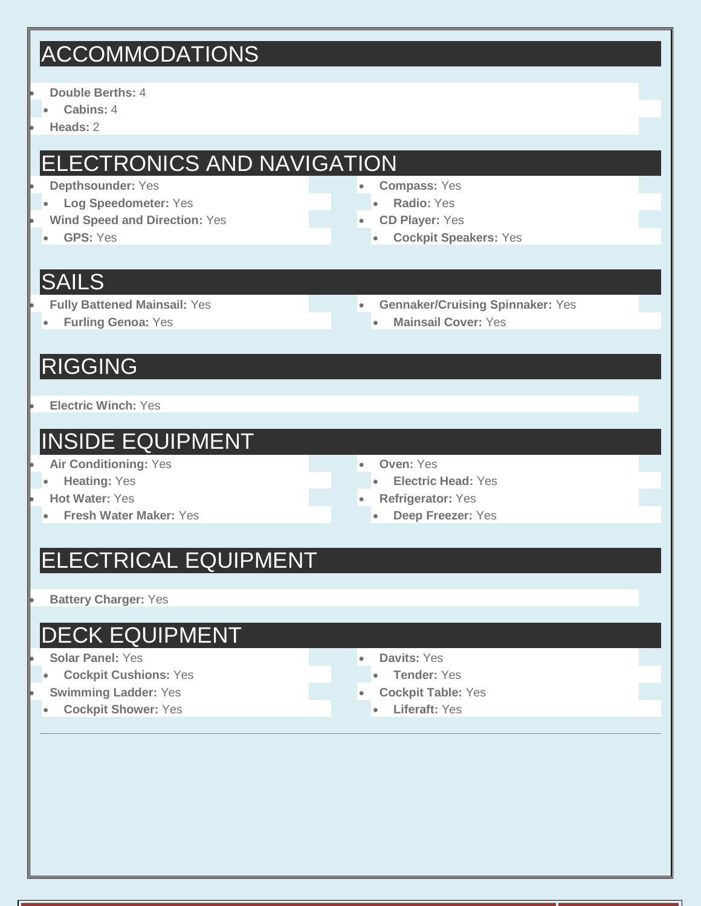## ACCOMMODATIONS

- **Double Berths:** 4
- **Cabins:** 4
- **Heads:** 2

## ELECTRONICS AND NAVIGATION

- **Depthsounder:** Yes
- **Log Speedometer:** Yes
- **Wind Speed and Direction:** Yes
- **GPS:** Yes
- **Compass:** Yes
- **Radio:** Yes
- **CD Player:** Yes
- **Cockpit Speakers:** Yes

## SAILS

- **Fully Battened Mainsail:** Yes
- **Furling Genoa:** Yes
- **Gennaker/Cruising Spinnaker:** Yes
- **Mainsail Cover:** Yes

## RIGGING

- **Electric Winch:** Yes

## INSIDE EQUIPMENT

- **Air Conditioning:** Yes
- **Heating:** Yes
- **Hot Water:** Yes
- **Fresh Water Maker:** Yes
- **Oven:** Yes
- **Electric Head:** Yes
- **Refrigerator:** Yes
- **Deep Freezer:** Yes

## ELECTRICAL EQUIPMENT

- **Battery Charger:** Yes

## DECK EQUIPMENT

- **Solar Panel:** Yes
- **Cockpit Cushions:** Yes
- **Swimming Ladder:** Yes
- **Cockpit Shower:** Yes
- **Davits:** Yes
- **Tender:** Yes
- **Cockpit Table:** Yes
- **Liferaft:** Yes